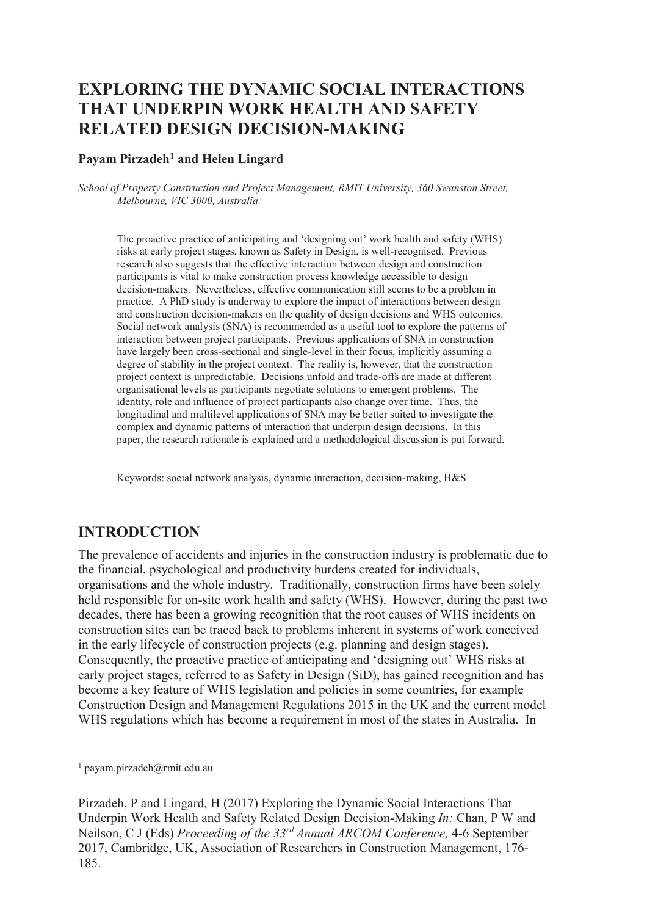# EXPLORING THE DYNAMIC SOCIAL INTERACTIONS THAT UNDERPIN WORK HEALTH AND SAFETY RELATED DESIGN DECISION-MAKING

**Payam Pirzadeh[1] and Helen Lingard**

*School of Property Construction and Project Management, RMIT University, 360 Swanston Street, Melbourne, VIC 3000, Australia*

The proactive practice of anticipating and 'designing out' work health and safety (WHS) risks at early project stages, known as Safety in Design, is well-recognised. Previous research also suggests that the effective interaction between design and construction participants is vital to make construction process knowledge accessible to design decision-makers. Nevertheless, effective communication still seems to be a problem in practice. A PhD study is underway to explore the impact of interactions between design and construction decision-makers on the quality of design decisions and WHS outcomes. Social network analysis (SNA) is recommended as a useful tool to explore the patterns of interaction between project participants. Previous applications of SNA in construction have largely been cross-sectional and single-level in their focus, implicitly assuming a degree of stability in the project context. The reality is, however, that the construction project context is unpredictable. Decisions unfold and trade-offs are made at different organisational levels as participants negotiate solutions to emergent problems. The identity, role and influence of project participants also change over time. Thus, the longitudinal and multilevel applications of SNA may be better suited to investigate the complex and dynamic patterns of interaction that underpin design decisions. In this paper, the research rationale is explained and a methodological discussion is put forward.

Keywords: social network analysis, dynamic interaction, decision-making, H&S

## INTRODUCTION

The prevalence of accidents and injuries in the construction industry is problematic due to the financial, psychological and productivity burdens created for individuals, organisations and the whole industry. Traditionally, construction firms have been solely held responsible for on-site work health and safety (WHS). However, during the past two decades, there has been a growing recognition that the root causes of WHS incidents on construction sites can be traced back to problems inherent in systems of work conceived in the early lifecycle of construction projects (e.g. planning and design stages). Consequently, the proactive practice of anticipating and 'designing out' WHS risks at early project stages, referred to as Safety in Design (SiD), has gained recognition and has become a key feature of WHS legislation and policies in some countries, for example Construction Design and Management Regulations 2015 in the UK and the current model WHS regulations which has become a requirement in most of the states in Australia. In

[1] payam.pirzadeh@rmit.edu.au

Pirzadeh, P and Lingard, H (2017) Exploring the Dynamic Social Interactions That Underpin Work Health and Safety Related Design Decision-Making *In:* Chan, P W and Neilson, C J (Eds) *Proceeding of the 33rd Annual ARCOM Conference,* 4-6 September 2017, Cambridge, UK, Association of Researchers in Construction Management, 176-185.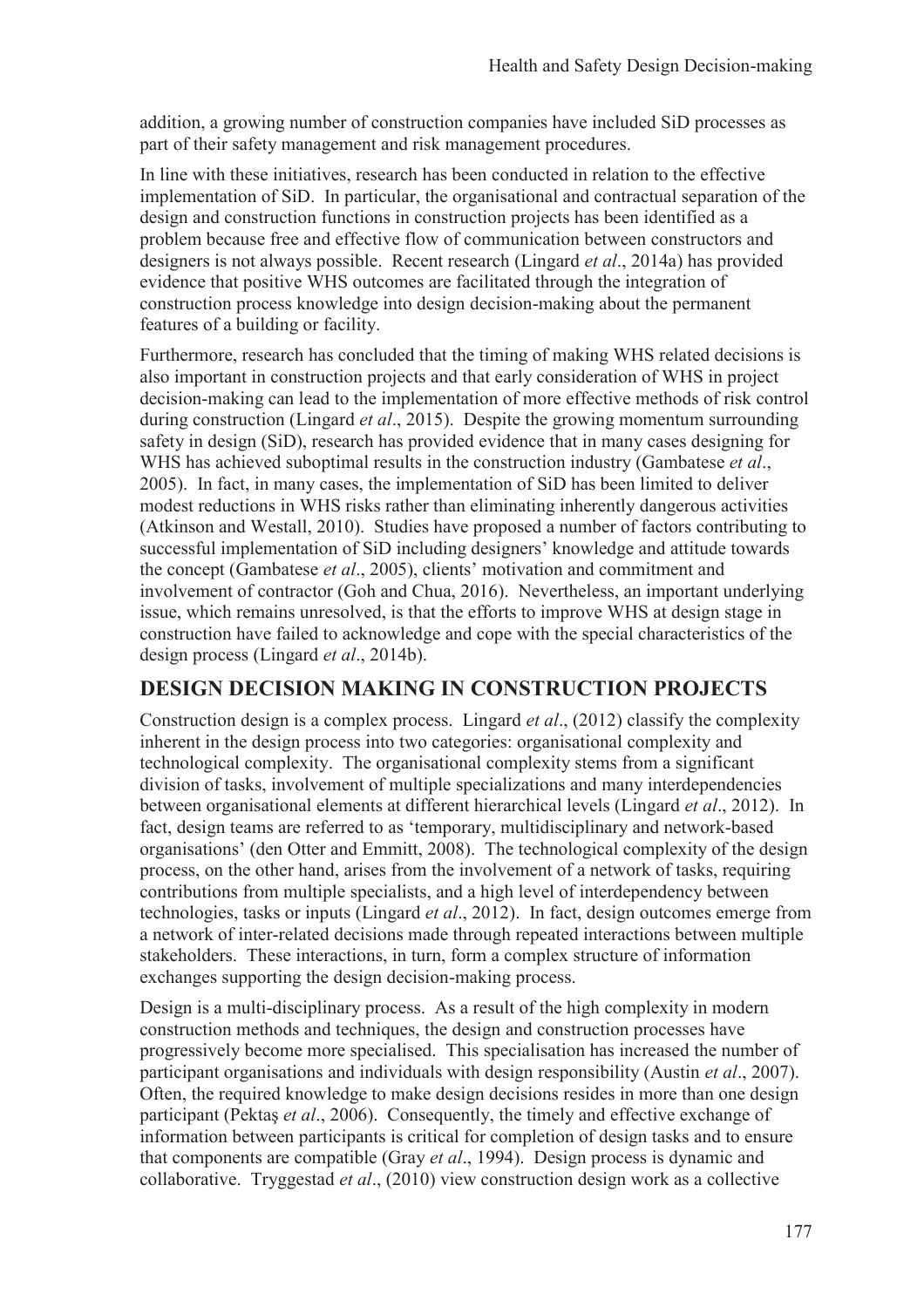addition, a growing number of construction companies have included SiD processes as part of their safety management and risk management procedures.

In line with these initiatives, research has been conducted in relation to the effective implementation of SiD. In particular, the organisational and contractual separation of the design and construction functions in construction projects has been identified as a problem because free and effective flow of communication between constructors and designers is not always possible. Recent research (Lingard *et al*., 2014a) has provided evidence that positive WHS outcomes are facilitated through the integration of construction process knowledge into design decision-making about the permanent features of a building or facility.

Furthermore, research has concluded that the timing of making WHS related decisions is also important in construction projects and that early consideration of WHS in project decision-making can lead to the implementation of more effective methods of risk control during construction (Lingard *et al*., 2015). Despite the growing momentum surrounding safety in design (SiD), research has provided evidence that in many cases designing for WHS has achieved suboptimal results in the construction industry (Gambatese *et al*., 2005). In fact, in many cases, the implementation of SiD has been limited to deliver modest reductions in WHS risks rather than eliminating inherently dangerous activities (Atkinson and Westall, 2010). Studies have proposed a number of factors contributing to successful implementation of SiD including designers' knowledge and attitude towards the concept (Gambatese *et al*., 2005), clients' motivation and commitment and involvement of contractor (Goh and Chua, 2016). Nevertheless, an important underlying issue, which remains unresolved, is that the efforts to improve WHS at design stage in construction have failed to acknowledge and cope with the special characteristics of the design process (Lingard *et al*., 2014b).

## DESIGN DECISION MAKING IN CONSTRUCTION PROJECTS

Construction design is a complex process. Lingard *et al*., (2012) classify the complexity inherent in the design process into two categories: organisational complexity and technological complexity. The organisational complexity stems from a significant division of tasks, involvement of multiple specializations and many interdependencies between organisational elements at different hierarchical levels (Lingard *et al*., 2012). In fact, design teams are referred to as 'temporary, multidisciplinary and network-based organisations' (den Otter and Emmitt, 2008). The technological complexity of the design process, on the other hand, arises from the involvement of a network of tasks, requiring contributions from multiple specialists, and a high level of interdependency between technologies, tasks or inputs (Lingard *et al*., 2012). In fact, design outcomes emerge from a network of inter-related decisions made through repeated interactions between multiple stakeholders. These interactions, in turn, form a complex structure of information exchanges supporting the design decision-making process.

Design is a multi-disciplinary process. As a result of the high complexity in modern construction methods and techniques, the design and construction processes have progressively become more specialised. This specialisation has increased the number of participant organisations and individuals with design responsibility (Austin *et al*., 2007). Often, the required knowledge to make design decisions resides in more than one design participant (Pektaş *et al*., 2006). Consequently, the timely and effective exchange of information between participants is critical for completion of design tasks and to ensure that components are compatible (Gray *et al*., 1994). Design process is dynamic and collaborative. Tryggestad *et al*., (2010) view construction design work as a collective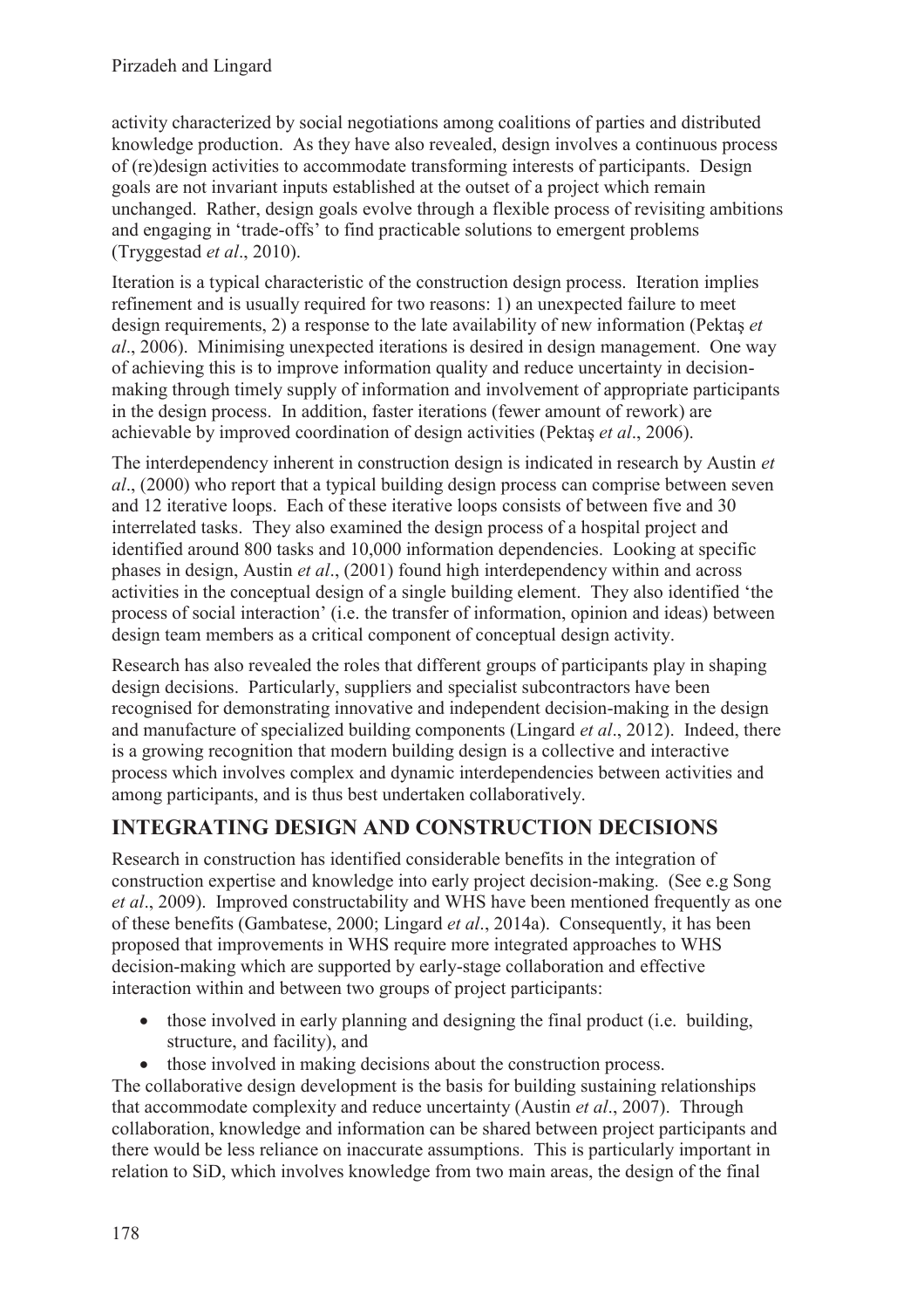activity characterized by social negotiations among coalitions of parties and distributed knowledge production. As they have also revealed, design involves a continuous process of (re)design activities to accommodate transforming interests of participants. Design goals are not invariant inputs established at the outset of a project which remain unchanged. Rather, design goals evolve through a flexible process of revisiting ambitions and engaging in 'trade-offs' to find practicable solutions to emergent problems (Tryggestad *et al*., 2010).

Iteration is a typical characteristic of the construction design process. Iteration implies refinement and is usually required for two reasons: 1) an unexpected failure to meet design requirements, 2) a response to the late availability of new information (Pektaş *et al*., 2006). Minimising unexpected iterations is desired in design management. One way of achieving this is to improve information quality and reduce uncertainty in decision-making through timely supply of information and involvement of appropriate participants in the design process. In addition, faster iterations (fewer amount of rework) are achievable by improved coordination of design activities (Pektaş *et al*., 2006).

The interdependency inherent in construction design is indicated in research by Austin *et al*., (2000) who report that a typical building design process can comprise between seven and 12 iterative loops. Each of these iterative loops consists of between five and 30 interrelated tasks. They also examined the design process of a hospital project and identified around 800 tasks and 10,000 information dependencies. Looking at specific phases in design, Austin *et al*., (2001) found high interdependency within and across activities in the conceptual design of a single building element. They also identified 'the process of social interaction' (i.e. the transfer of information, opinion and ideas) between design team members as a critical component of conceptual design activity.

Research has also revealed the roles that different groups of participants play in shaping design decisions. Particularly, suppliers and specialist subcontractors have been recognised for demonstrating innovative and independent decision-making in the design and manufacture of specialized building components (Lingard *et al*., 2012). Indeed, there is a growing recognition that modern building design is a collective and interactive process which involves complex and dynamic interdependencies between activities and among participants, and is thus best undertaken collaboratively.

## INTEGRATING DESIGN AND CONSTRUCTION DECISIONS

Research in construction has identified considerable benefits in the integration of construction expertise and knowledge into early project decision-making. (See e.g Song *et al*., 2009). Improved constructability and WHS have been mentioned frequently as one of these benefits (Gambatese, 2000; Lingard *et al*., 2014a). Consequently, it has been proposed that improvements in WHS require more integrated approaches to WHS decision-making which are supported by early-stage collaboration and effective interaction within and between two groups of project participants:

- those involved in early planning and designing the final product (i.e. building, structure, and facility), and
- those involved in making decisions about the construction process.

The collaborative design development is the basis for building sustaining relationships that accommodate complexity and reduce uncertainty (Austin *et al*., 2007). Through collaboration, knowledge and information can be shared between project participants and there would be less reliance on inaccurate assumptions. This is particularly important in relation to SiD, which involves knowledge from two main areas, the design of the final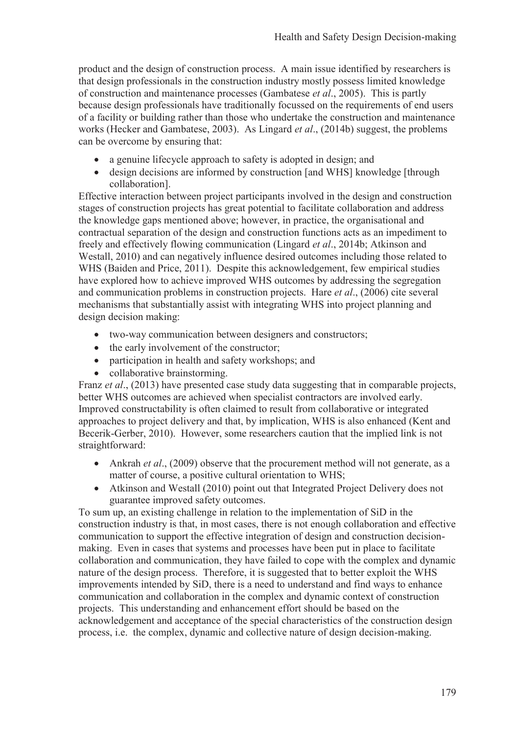product and the design of construction process. A main issue identified by researchers is that design professionals in the construction industry mostly possess limited knowledge of construction and maintenance processes (Gambatese *et al*., 2005). This is partly because design professionals have traditionally focussed on the requirements of end users of a facility or building rather than those who undertake the construction and maintenance works (Hecker and Gambatese, 2003). As Lingard *et al*., (2014b) suggest, the problems can be overcome by ensuring that:

- a genuine lifecycle approach to safety is adopted in design; and
- design decisions are informed by construction [and WHS] knowledge [through collaboration].

Effective interaction between project participants involved in the design and construction stages of construction projects has great potential to facilitate collaboration and address the knowledge gaps mentioned above; however, in practice, the organisational and contractual separation of the design and construction functions acts as an impediment to freely and effectively flowing communication (Lingard *et al*., 2014b; Atkinson and Westall, 2010) and can negatively influence desired outcomes including those related to WHS (Baiden and Price, 2011). Despite this acknowledgement, few empirical studies have explored how to achieve improved WHS outcomes by addressing the segregation and communication problems in construction projects. Hare *et al*., (2006) cite several mechanisms that substantially assist with integrating WHS into project planning and design decision making:

- two-way communication between designers and constructors;
- the early involvement of the constructor;
- participation in health and safety workshops; and
- collaborative brainstorming.

Franz *et al*., (2013) have presented case study data suggesting that in comparable projects, better WHS outcomes are achieved when specialist contractors are involved early. Improved constructability is often claimed to result from collaborative or integrated approaches to project delivery and that, by implication, WHS is also enhanced (Kent and Becerik-Gerber, 2010). However, some researchers caution that the implied link is not straightforward:

- Ankrah *et al*., (2009) observe that the procurement method will not generate, as a matter of course, a positive cultural orientation to WHS;
- Atkinson and Westall (2010) point out that Integrated Project Delivery does not guarantee improved safety outcomes.

To sum up, an existing challenge in relation to the implementation of SiD in the construction industry is that, in most cases, there is not enough collaboration and effective communication to support the effective integration of design and construction decision-making. Even in cases that systems and processes have been put in place to facilitate collaboration and communication, they have failed to cope with the complex and dynamic nature of the design process. Therefore, it is suggested that to better exploit the WHS improvements intended by SiD, there is a need to understand and find ways to enhance communication and collaboration in the complex and dynamic context of construction projects. This understanding and enhancement effort should be based on the acknowledgement and acceptance of the special characteristics of the construction design process, i.e. the complex, dynamic and collective nature of design decision-making.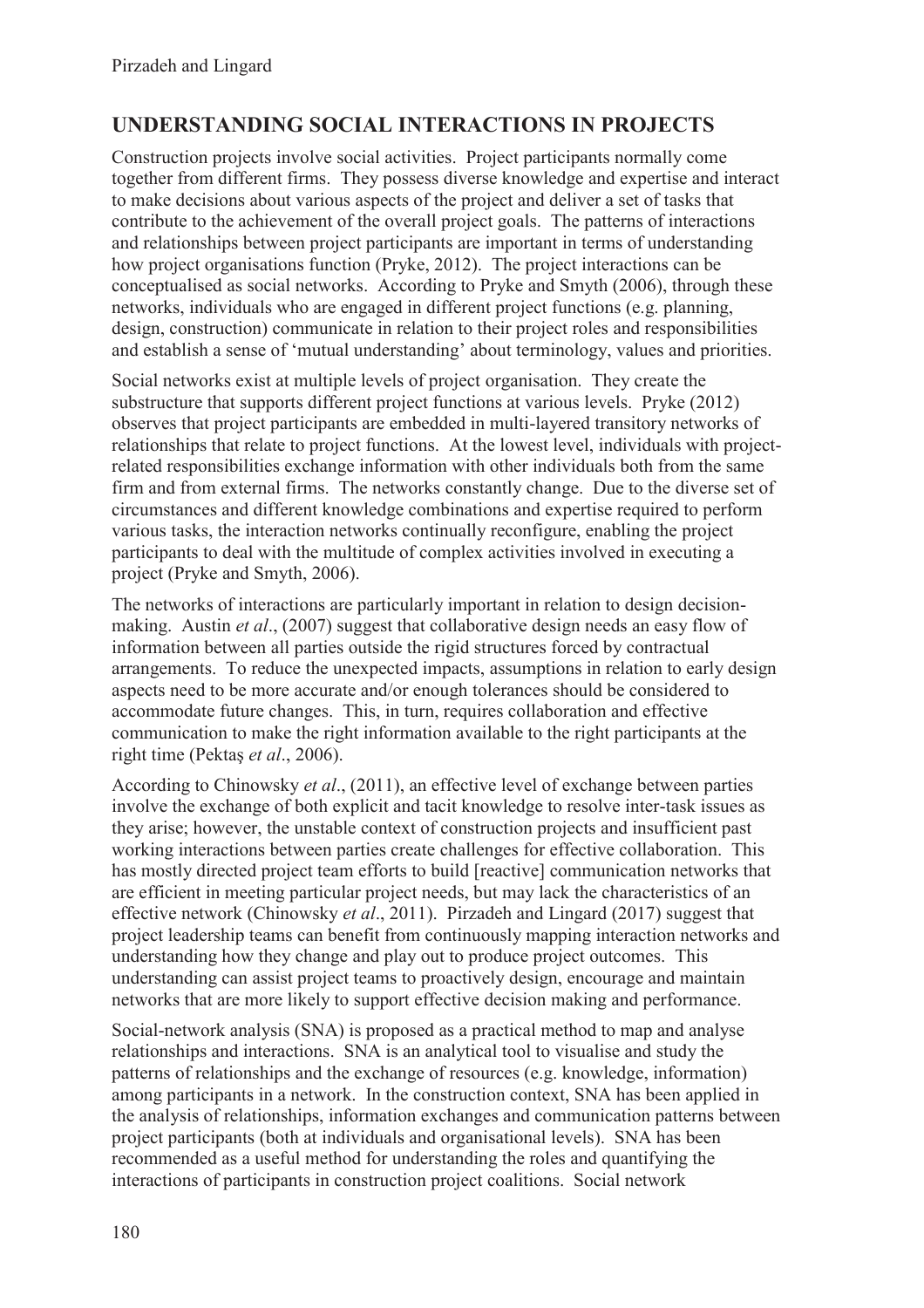## UNDERSTANDING SOCIAL INTERACTIONS IN PROJECTS

Construction projects involve social activities. Project participants normally come together from different firms. They possess diverse knowledge and expertise and interact to make decisions about various aspects of the project and deliver a set of tasks that contribute to the achievement of the overall project goals. The patterns of interactions and relationships between project participants are important in terms of understanding how project organisations function (Pryke, 2012). The project interactions can be conceptualised as social networks. According to Pryke and Smyth (2006), through these networks, individuals who are engaged in different project functions (e.g. planning, design, construction) communicate in relation to their project roles and responsibilities and establish a sense of 'mutual understanding' about terminology, values and priorities.

Social networks exist at multiple levels of project organisation. They create the substructure that supports different project functions at various levels. Pryke (2012) observes that project participants are embedded in multi-layered transitory networks of relationships that relate to project functions. At the lowest level, individuals with project-related responsibilities exchange information with other individuals both from the same firm and from external firms. The networks constantly change. Due to the diverse set of circumstances and different knowledge combinations and expertise required to perform various tasks, the interaction networks continually reconfigure, enabling the project participants to deal with the multitude of complex activities involved in executing a project (Pryke and Smyth, 2006).

The networks of interactions are particularly important in relation to design decision-making. Austin *et al*., (2007) suggest that collaborative design needs an easy flow of information between all parties outside the rigid structures forced by contractual arrangements. To reduce the unexpected impacts, assumptions in relation to early design aspects need to be more accurate and/or enough tolerances should be considered to accommodate future changes. This, in turn, requires collaboration and effective communication to make the right information available to the right participants at the right time (Pektaş *et al*., 2006).

According to Chinowsky *et al*., (2011), an effective level of exchange between parties involve the exchange of both explicit and tacit knowledge to resolve inter-task issues as they arise; however, the unstable context of construction projects and insufficient past working interactions between parties create challenges for effective collaboration. This has mostly directed project team efforts to build [reactive] communication networks that are efficient in meeting particular project needs, but may lack the characteristics of an effective network (Chinowsky *et al*., 2011). Pirzadeh and Lingard (2017) suggest that project leadership teams can benefit from continuously mapping interaction networks and understanding how they change and play out to produce project outcomes. This understanding can assist project teams to proactively design, encourage and maintain networks that are more likely to support effective decision making and performance.

Social-network analysis (SNA) is proposed as a practical method to map and analyse relationships and interactions. SNA is an analytical tool to visualise and study the patterns of relationships and the exchange of resources (e.g. knowledge, information) among participants in a network. In the construction context, SNA has been applied in the analysis of relationships, information exchanges and communication patterns between project participants (both at individuals and organisational levels). SNA has been recommended as a useful method for understanding the roles and quantifying the interactions of participants in construction project coalitions. Social network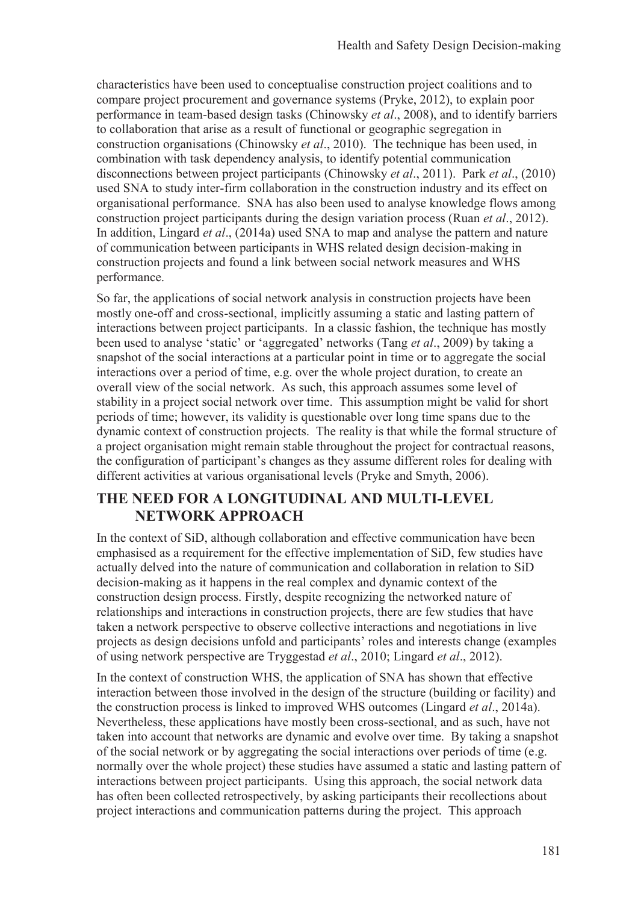characteristics have been used to conceptualise construction project coalitions and to compare project procurement and governance systems (Pryke, 2012), to explain poor performance in team-based design tasks (Chinowsky *et al*., 2008), and to identify barriers to collaboration that arise as a result of functional or geographic segregation in construction organisations (Chinowsky *et al*., 2010). The technique has been used, in combination with task dependency analysis, to identify potential communication disconnections between project participants (Chinowsky *et al*., 2011). Park *et al*., (2010) used SNA to study inter-firm collaboration in the construction industry and its effect on organisational performance. SNA has also been used to analyse knowledge flows among construction project participants during the design variation process (Ruan *et al*., 2012). In addition, Lingard *et al*., (2014a) used SNA to map and analyse the pattern and nature of communication between participants in WHS related design decision-making in construction projects and found a link between social network measures and WHS performance.

So far, the applications of social network analysis in construction projects have been mostly one-off and cross-sectional, implicitly assuming a static and lasting pattern of interactions between project participants. In a classic fashion, the technique has mostly been used to analyse 'static' or 'aggregated' networks (Tang *et al*., 2009) by taking a snapshot of the social interactions at a particular point in time or to aggregate the social interactions over a period of time, e.g. over the whole project duration, to create an overall view of the social network. As such, this approach assumes some level of stability in a project social network over time. This assumption might be valid for short periods of time; however, its validity is questionable over long time spans due to the dynamic context of construction projects. The reality is that while the formal structure of a project organisation might remain stable throughout the project for contractual reasons, the configuration of participant's changes as they assume different roles for dealing with different activities at various organisational levels (Pryke and Smyth, 2006).

## THE NEED FOR A LONGITUDINAL AND MULTI-LEVEL NETWORK APPROACH

In the context of SiD, although collaboration and effective communication have been emphasised as a requirement for the effective implementation of SiD, few studies have actually delved into the nature of communication and collaboration in relation to SiD decision-making as it happens in the real complex and dynamic context of the construction design process. Firstly, despite recognizing the networked nature of relationships and interactions in construction projects, there are few studies that have taken a network perspective to observe collective interactions and negotiations in live projects as design decisions unfold and participants' roles and interests change (examples of using network perspective are Tryggestad *et al*., 2010; Lingard *et al*., 2012).

In the context of construction WHS, the application of SNA has shown that effective interaction between those involved in the design of the structure (building or facility) and the construction process is linked to improved WHS outcomes (Lingard *et al*., 2014a). Nevertheless, these applications have mostly been cross-sectional, and as such, have not taken into account that networks are dynamic and evolve over time. By taking a snapshot of the social network or by aggregating the social interactions over periods of time (e.g. normally over the whole project) these studies have assumed a static and lasting pattern of interactions between project participants. Using this approach, the social network data has often been collected retrospectively, by asking participants their recollections about project interactions and communication patterns during the project. This approach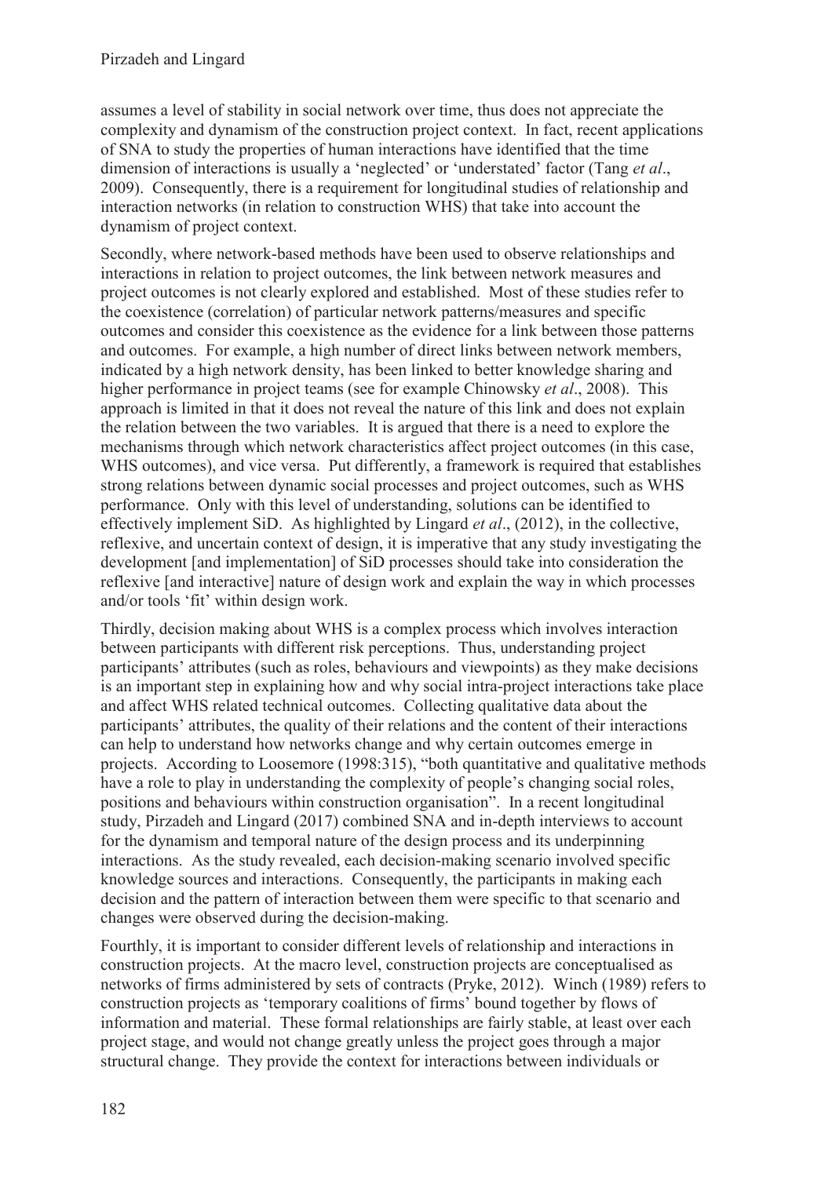assumes a level of stability in social network over time, thus does not appreciate the complexity and dynamism of the construction project context. In fact, recent applications of SNA to study the properties of human interactions have identified that the time dimension of interactions is usually a 'neglected' or 'understated' factor (Tang *et al*., 2009). Consequently, there is a requirement for longitudinal studies of relationship and interaction networks (in relation to construction WHS) that take into account the dynamism of project context.

Secondly, where network-based methods have been used to observe relationships and interactions in relation to project outcomes, the link between network measures and project outcomes is not clearly explored and established. Most of these studies refer to the coexistence (correlation) of particular network patterns/measures and specific outcomes and consider this coexistence as the evidence for a link between those patterns and outcomes. For example, a high number of direct links between network members, indicated by a high network density, has been linked to better knowledge sharing and higher performance in project teams (see for example Chinowsky *et al*., 2008). This approach is limited in that it does not reveal the nature of this link and does not explain the relation between the two variables. It is argued that there is a need to explore the mechanisms through which network characteristics affect project outcomes (in this case, WHS outcomes), and vice versa. Put differently, a framework is required that establishes strong relations between dynamic social processes and project outcomes, such as WHS performance. Only with this level of understanding, solutions can be identified to effectively implement SiD. As highlighted by Lingard *et al*., (2012), in the collective, reflexive, and uncertain context of design, it is imperative that any study investigating the development [and implementation] of SiD processes should take into consideration the reflexive [and interactive] nature of design work and explain the way in which processes and/or tools 'fit' within design work.

Thirdly, decision making about WHS is a complex process which involves interaction between participants with different risk perceptions. Thus, understanding project participants' attributes (such as roles, behaviours and viewpoints) as they make decisions is an important step in explaining how and why social intra-project interactions take place and affect WHS related technical outcomes. Collecting qualitative data about the participants' attributes, the quality of their relations and the content of their interactions can help to understand how networks change and why certain outcomes emerge in projects. According to Loosemore (1998:315), "both quantitative and qualitative methods have a role to play in understanding the complexity of people's changing social roles, positions and behaviours within construction organisation". In a recent longitudinal study, Pirzadeh and Lingard (2017) combined SNA and in-depth interviews to account for the dynamism and temporal nature of the design process and its underpinning interactions. As the study revealed, each decision-making scenario involved specific knowledge sources and interactions. Consequently, the participants in making each decision and the pattern of interaction between them were specific to that scenario and changes were observed during the decision-making.

Fourthly, it is important to consider different levels of relationship and interactions in construction projects. At the macro level, construction projects are conceptualised as networks of firms administered by sets of contracts (Pryke, 2012). Winch (1989) refers to construction projects as 'temporary coalitions of firms' bound together by flows of information and material. These formal relationships are fairly stable, at least over each project stage, and would not change greatly unless the project goes through a major structural change. They provide the context for interactions between individuals or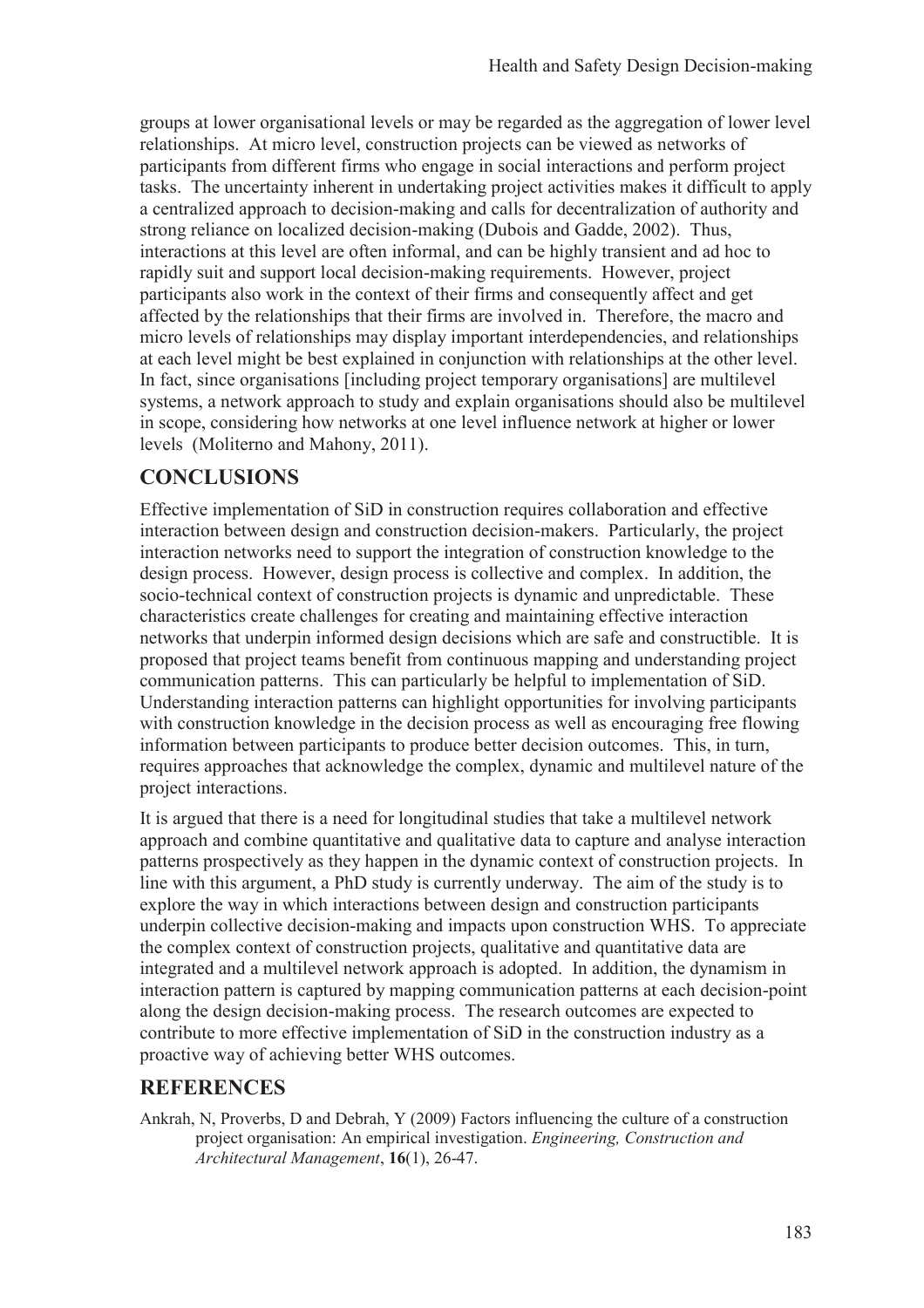groups at lower organisational levels or may be regarded as the aggregation of lower level relationships. At micro level, construction projects can be viewed as networks of participants from different firms who engage in social interactions and perform project tasks. The uncertainty inherent in undertaking project activities makes it difficult to apply a centralized approach to decision-making and calls for decentralization of authority and strong reliance on localized decision-making (Dubois and Gadde, 2002). Thus, interactions at this level are often informal, and can be highly transient and ad hoc to rapidly suit and support local decision-making requirements. However, project participants also work in the context of their firms and consequently affect and get affected by the relationships that their firms are involved in. Therefore, the macro and micro levels of relationships may display important interdependencies, and relationships at each level might be best explained in conjunction with relationships at the other level. In fact, since organisations [including project temporary organisations] are multilevel systems, a network approach to study and explain organisations should also be multilevel in scope, considering how networks at one level influence network at higher or lower levels (Moliterno and Mahony, 2011).

## CONCLUSIONS

Effective implementation of SiD in construction requires collaboration and effective interaction between design and construction decision-makers. Particularly, the project interaction networks need to support the integration of construction knowledge to the design process. However, design process is collective and complex. In addition, the socio-technical context of construction projects is dynamic and unpredictable. These characteristics create challenges for creating and maintaining effective interaction networks that underpin informed design decisions which are safe and constructible. It is proposed that project teams benefit from continuous mapping and understanding project communication patterns. This can particularly be helpful to implementation of SiD. Understanding interaction patterns can highlight opportunities for involving participants with construction knowledge in the decision process as well as encouraging free flowing information between participants to produce better decision outcomes. This, in turn, requires approaches that acknowledge the complex, dynamic and multilevel nature of the project interactions.

It is argued that there is a need for longitudinal studies that take a multilevel network approach and combine quantitative and qualitative data to capture and analyse interaction patterns prospectively as they happen in the dynamic context of construction projects. In line with this argument, a PhD study is currently underway. The aim of the study is to explore the way in which interactions between design and construction participants underpin collective decision-making and impacts upon construction WHS. To appreciate the complex context of construction projects, qualitative and quantitative data are integrated and a multilevel network approach is adopted. In addition, the dynamism in interaction pattern is captured by mapping communication patterns at each decision-point along the design decision-making process. The research outcomes are expected to contribute to more effective implementation of SiD in the construction industry as a proactive way of achieving better WHS outcomes.

## REFERENCES

Ankrah, N, Proverbs, D and Debrah, Y (2009) Factors influencing the culture of a construction project organisation: An empirical investigation. *Engineering, Construction and Architectural Management*, **16**(1), 26-47.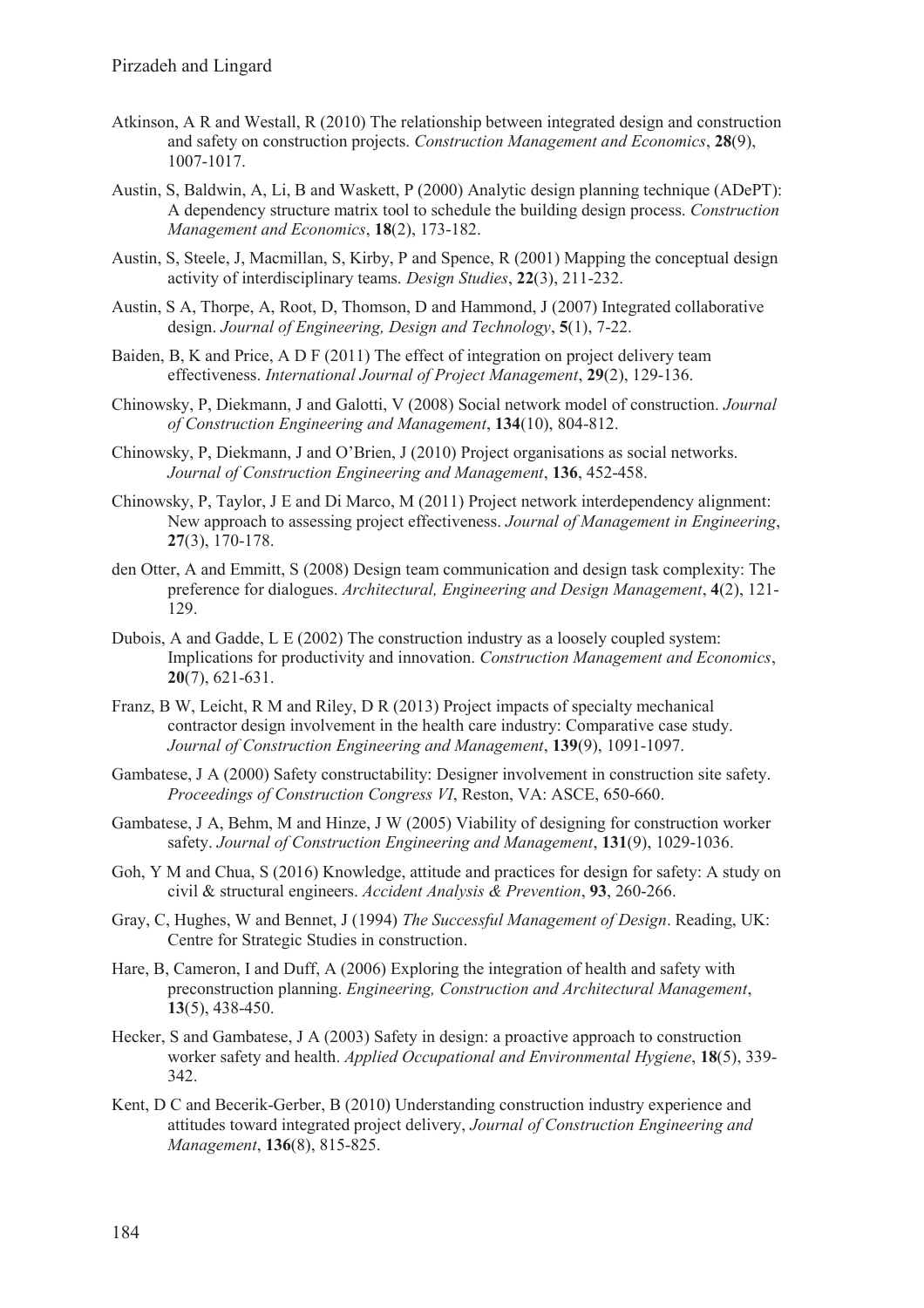Atkinson, A R and Westall, R (2010) The relationship between integrated design and construction and safety on construction projects. *Construction Management and Economics*, **28**(9), 1007-1017.

Austin, S, Baldwin, A, Li, B and Waskett, P (2000) Analytic design planning technique (ADePT): A dependency structure matrix tool to schedule the building design process. *Construction Management and Economics*, **18**(2), 173-182.

Austin, S, Steele, J, Macmillan, S, Kirby, P and Spence, R (2001) Mapping the conceptual design activity of interdisciplinary teams. *Design Studies*, **22**(3), 211-232.

Austin, S A, Thorpe, A, Root, D, Thomson, D and Hammond, J (2007) Integrated collaborative design. *Journal of Engineering, Design and Technology*, **5**(1), 7-22.

Baiden, B, K and Price, A D F (2011) The effect of integration on project delivery team effectiveness. *International Journal of Project Management*, **29**(2), 129-136.

Chinowsky, P, Diekmann, J and Galotti, V (2008) Social network model of construction. *Journal of Construction Engineering and Management*, **134**(10), 804-812.

Chinowsky, P, Diekmann, J and O'Brien, J (2010) Project organisations as social networks. *Journal of Construction Engineering and Management*, **136**, 452-458.

Chinowsky, P, Taylor, J E and Di Marco, M (2011) Project network interdependency alignment: New approach to assessing project effectiveness. *Journal of Management in Engineering*, **27**(3), 170-178.

den Otter, A and Emmitt, S (2008) Design team communication and design task complexity: The preference for dialogues. *Architectural, Engineering and Design Management*, **4**(2), 121-129.

Dubois, A and Gadde, L E (2002) The construction industry as a loosely coupled system: Implications for productivity and innovation. *Construction Management and Economics*, **20**(7), 621-631.

Franz, B W, Leicht, R M and Riley, D R (2013) Project impacts of specialty mechanical contractor design involvement in the health care industry: Comparative case study. *Journal of Construction Engineering and Management*, **139**(9), 1091-1097.

Gambatese, J A (2000) Safety constructability: Designer involvement in construction site safety. *Proceedings of Construction Congress VI*, Reston, VA: ASCE, 650-660.

Gambatese, J A, Behm, M and Hinze, J W (2005) Viability of designing for construction worker safety. *Journal of Construction Engineering and Management*, **131**(9), 1029-1036.

Goh, Y M and Chua, S (2016) Knowledge, attitude and practices for design for safety: A study on civil & structural engineers. *Accident Analysis & Prevention*, **93**, 260-266.

Gray, C, Hughes, W and Bennet, J (1994) *The Successful Management of Design*. Reading, UK: Centre for Strategic Studies in construction.

Hare, B, Cameron, I and Duff, A (2006) Exploring the integration of health and safety with preconstruction planning. *Engineering, Construction and Architectural Management*, **13**(5), 438-450.

Hecker, S and Gambatese, J A (2003) Safety in design: a proactive approach to construction worker safety and health. *Applied Occupational and Environmental Hygiene*, **18**(5), 339-342.

Kent, D C and Becerik-Gerber, B (2010) Understanding construction industry experience and attitudes toward integrated project delivery, *Journal of Construction Engineering and Management*, **136**(8), 815-825.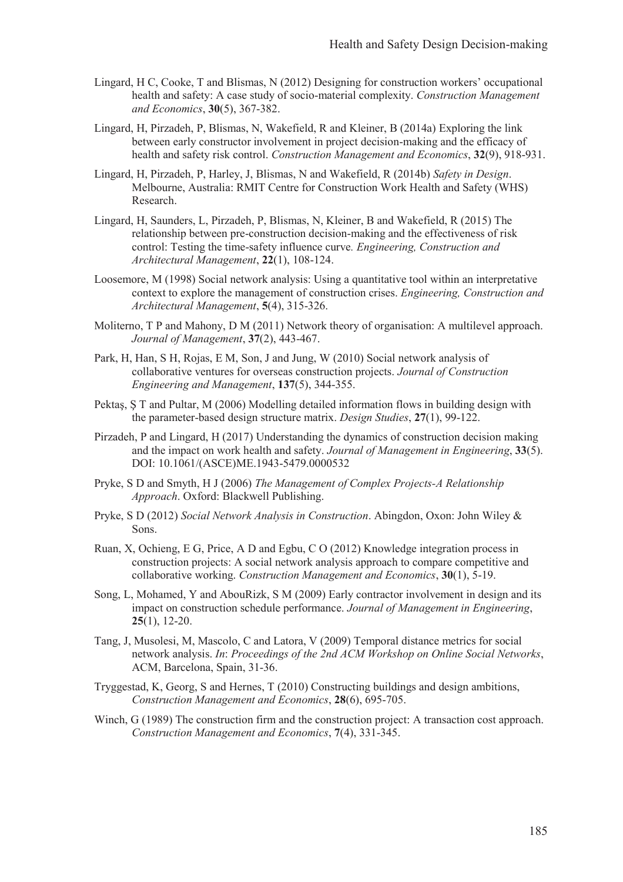Lingard, H C, Cooke, T and Blismas, N (2012) Designing for construction workers' occupational health and safety: A case study of socio-material complexity. *Construction Management and Economics*, **30**(5), 367-382.

Lingard, H, Pirzadeh, P, Blismas, N, Wakefield, R and Kleiner, B (2014a) Exploring the link between early constructor involvement in project decision-making and the efficacy of health and safety risk control. *Construction Management and Economics*, **32**(9), 918-931.

Lingard, H, Pirzadeh, P, Harley, J, Blismas, N and Wakefield, R (2014b) *Safety in Design*. Melbourne, Australia: RMIT Centre for Construction Work Health and Safety (WHS) Research.

Lingard, H, Saunders, L, Pirzadeh, P, Blismas, N, Kleiner, B and Wakefield, R (2015) The relationship between pre-construction decision-making and the effectiveness of risk control: Testing the time-safety influence curve. *Engineering, Construction and Architectural Management*, **22**(1), 108-124.

Loosemore, M (1998) Social network analysis: Using a quantitative tool within an interpretative context to explore the management of construction crises. *Engineering, Construction and Architectural Management*, **5**(4), 315-326.

Moliterno, T P and Mahony, D M (2011) Network theory of organisation: A multilevel approach. *Journal of Management*, **37**(2), 443-467.

Park, H, Han, S H, Rojas, E M, Son, J and Jung, W (2010) Social network analysis of collaborative ventures for overseas construction projects. *Journal of Construction Engineering and Management*, **137**(5), 344-355.

Pektaş, Ş T and Pultar, M (2006) Modelling detailed information flows in building design with the parameter-based design structure matrix. *Design Studies*, **27**(1), 99-122.

Pirzadeh, P and Lingard, H (2017) Understanding the dynamics of construction decision making and the impact on work health and safety. *Journal of Management in Engineering*, **33**(5). DOI: 10.1061/(ASCE)ME.1943-5479.0000532

Pryke, S D and Smyth, H J (2006) *The Management of Complex Projects-A Relationship Approach*. Oxford: Blackwell Publishing.

Pryke, S D (2012) *Social Network Analysis in Construction*. Abingdon, Oxon: John Wiley & Sons.

Ruan, X, Ochieng, E G, Price, A D and Egbu, C O (2012) Knowledge integration process in construction projects: A social network analysis approach to compare competitive and collaborative working. *Construction Management and Economics*, **30**(1), 5-19.

Song, L, Mohamed, Y and AbouRizk, S M (2009) Early contractor involvement in design and its impact on construction schedule performance. *Journal of Management in Engineering*, **25**(1), 12-20.

Tang, J, Musolesi, M, Mascolo, C and Latora, V (2009) Temporal distance metrics for social network analysis. *In*: *Proceedings of the 2nd ACM Workshop on Online Social Networks*, ACM, Barcelona, Spain, 31-36.

Tryggestad, K, Georg, S and Hernes, T (2010) Constructing buildings and design ambitions, *Construction Management and Economics*, **28**(6), 695-705.

Winch, G (1989) The construction firm and the construction project: A transaction cost approach. *Construction Management and Economics*, **7**(4), 331-345.